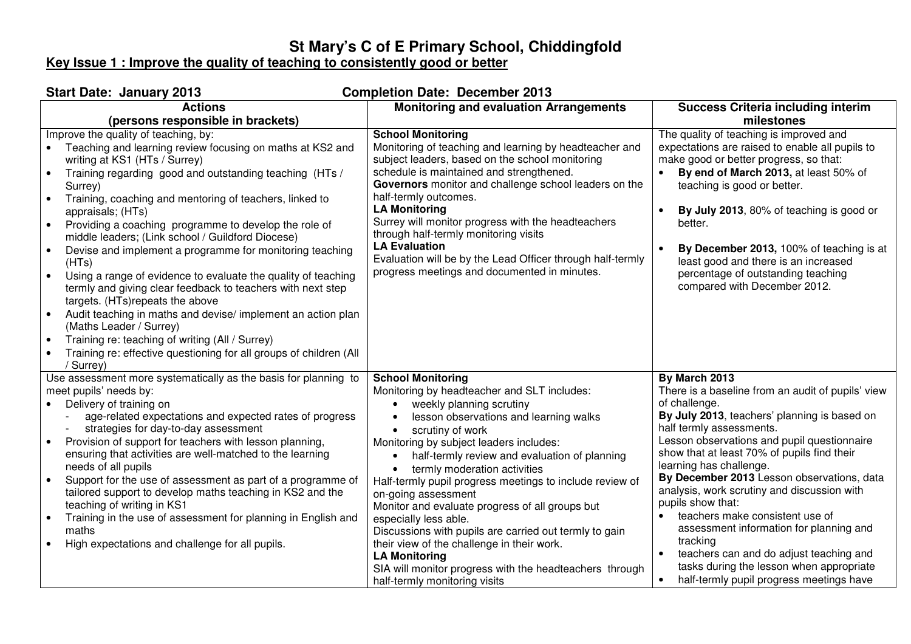# St Mary's C of E Primary School, Chiddingfold

## Key Issue 1 : Improve the quality of teaching to consistently good or better

**Start Date: January 2013** **Completion Date: December 2013**

| Actions (persons responsible in brackets) | Monitoring and evaluation Arrangements | Success Criteria including interim milestones |
|---|---|---|
| Improve the quality of teaching, by:<br>• Teaching and learning review focusing on maths at KS2 and writing at KS1 (HTs / Surrey)<br>• Training regarding good and outstanding teaching (HTs / Surrey)<br>• Training, coaching and mentoring of teachers, linked to appraisals; (HTs)<br>• Providing a coaching programme to develop the role of middle leaders; (Link school / Guildford Diocese)<br>• Devise and implement a programme for monitoring teaching (HTs)<br>• Using a range of evidence to evaluate the quality of teaching termly and giving clear feedback to teachers with next step targets. (HTs)repeats the above<br>• Audit teaching in maths and devise/ implement an action plan (Maths Leader / Surrey)<br>• Training re: teaching of writing (All / Surrey)<br>• Training re: effective questioning for all groups of children (All / Surrey) | **School Monitoring**<br>Monitoring of teaching and learning by headteacher and subject leaders, based on the school monitoring schedule is maintained and strengthened.<br>**Governors** monitor and challenge school leaders on the half-termly outcomes.<br>**LA Monitoring**<br>Surrey will monitor progress with the headteachers through half-termly monitoring visits<br>**LA Evaluation**<br>Evaluation will be by the Lead Officer through half-termly progress meetings and documented in minutes. | The quality of teaching is improved and expectations are raised to enable all pupils to make good or better progress, so that:<br>• **By end of March 2013,** at least 50% of teaching is good or better.<br>• **By July 2013**, 80% of teaching is good or better.<br>• **By December 2013,** 100% of teaching is at least good and there is an increased percentage of outstanding teaching compared with December 2012. |
| Use assessment more systematically as the basis for planning to meet pupils' needs by:<br>• Delivery of training on<br>  - age-related expectations and expected rates of progress<br>  - strategies for day-to-day assessment<br>• Provision of support for teachers with lesson planning, ensuring that activities are well-matched to the learning needs of all pupils<br>• Support for the use of assessment as part of a programme of tailored support to develop maths teaching in KS2 and the teaching of writing in KS1<br>• Training in the use of assessment for planning in English and maths<br>• High expectations and challenge for all pupils. | **School Monitoring**<br>Monitoring by headteacher and SLT includes:<br>• weekly planning scrutiny<br>• lesson observations and learning walks<br>• scrutiny of work<br>Monitoring by subject leaders includes:<br>• half-termly review and evaluation of planning<br>• termly moderation activities<br>Half-termly pupil progress meetings to include review of on-going assessment<br>Monitor and evaluate progress of all groups but especially less able.<br>Discussions with pupils are carried out termly to gain their view of the challenge in their work.<br>**LA Monitoring**<br>SIA will monitor progress with the headteachers through half-termly monitoring visits | **By March 2013**<br>There is a baseline from an audit of pupils' view of challenge.<br>**By July 2013**, teachers' planning is based on half termly assessments.<br>Lesson observations and pupil questionnaire show that at least 70% of pupils find their learning has challenge.<br>**By December 2013** Lesson observations, data analysis, work scrutiny and discussion with pupils show that:<br>• teachers make consistent use of assessment information for planning and tracking<br>• teachers can and do adjust teaching and tasks during the lesson when appropriate<br>• half-termly pupil progress meetings have |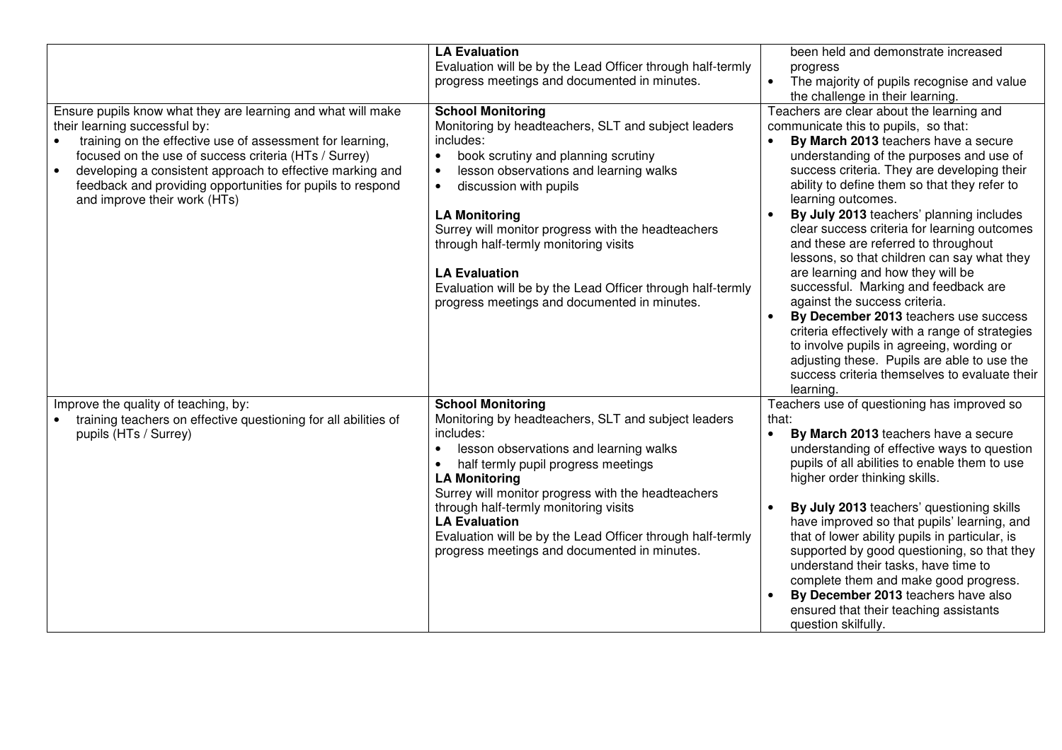| | | |
|---|---|---|
| | **LA Evaluation**<br>Evaluation will be by the Lead Officer through half-termly progress meetings and documented in minutes. | been held and demonstrate increased progress<br>• The majority of pupils recognise and value the challenge in their learning. |
| Ensure pupils know what they are learning and what will make their learning successful by:<br>• training on the effective use of assessment for learning, focused on the use of success criteria (HTs / Surrey)<br>• developing a consistent approach to effective marking and feedback and providing opportunities for pupils to respond and improve their work (HTs) | **School Monitoring**<br>Monitoring by headteachers, SLT and subject leaders includes:<br>• book scrutiny and planning scrutiny<br>• lesson observations and learning walks<br>• discussion with pupils<br><br>**LA Monitoring**<br>Surrey will monitor progress with the headteachers through half-termly monitoring visits<br><br>**LA Evaluation**<br>Evaluation will be by the Lead Officer through half-termly progress meetings and documented in minutes. | Teachers are clear about the learning and communicate this to pupils, so that:<br>• **By March 2013** teachers have a secure understanding of the purposes and use of success criteria. They are developing their ability to define them so that they refer to learning outcomes.<br>• **By July 2013** teachers' planning includes clear success criteria for learning outcomes and these are referred to throughout lessons, so that children can say what they are learning and how they will be successful. Marking and feedback are against the success criteria.<br>• **By December 2013** teachers use success criteria effectively with a range of strategies to involve pupils in agreeing, wording or adjusting these. Pupils are able to use the success criteria themselves to evaluate their learning. |
| Improve the quality of teaching, by:<br>• training teachers on effective questioning for all abilities of pupils (HTs / Surrey) | **School Monitoring**<br>Monitoring by headteachers, SLT and subject leaders includes:<br>• lesson observations and learning walks<br>• half termly pupil progress meetings<br>**LA Monitoring**<br>Surrey will monitor progress with the headteachers through half-termly monitoring visits<br>**LA Evaluation**<br>Evaluation will be by the Lead Officer through half-termly progress meetings and documented in minutes. | Teachers use of questioning has improved so that:<br>• **By March 2013** teachers have a secure understanding of effective ways to question pupils of all abilities to enable them to use higher order thinking skills.<br><br>• **By July 2013** teachers' questioning skills have improved so that pupils' learning, and that of lower ability pupils in particular, is supported by good questioning, so that they understand their tasks, have time to complete them and make good progress.<br>• **By December 2013** teachers have also ensured that their teaching assistants question skilfully. |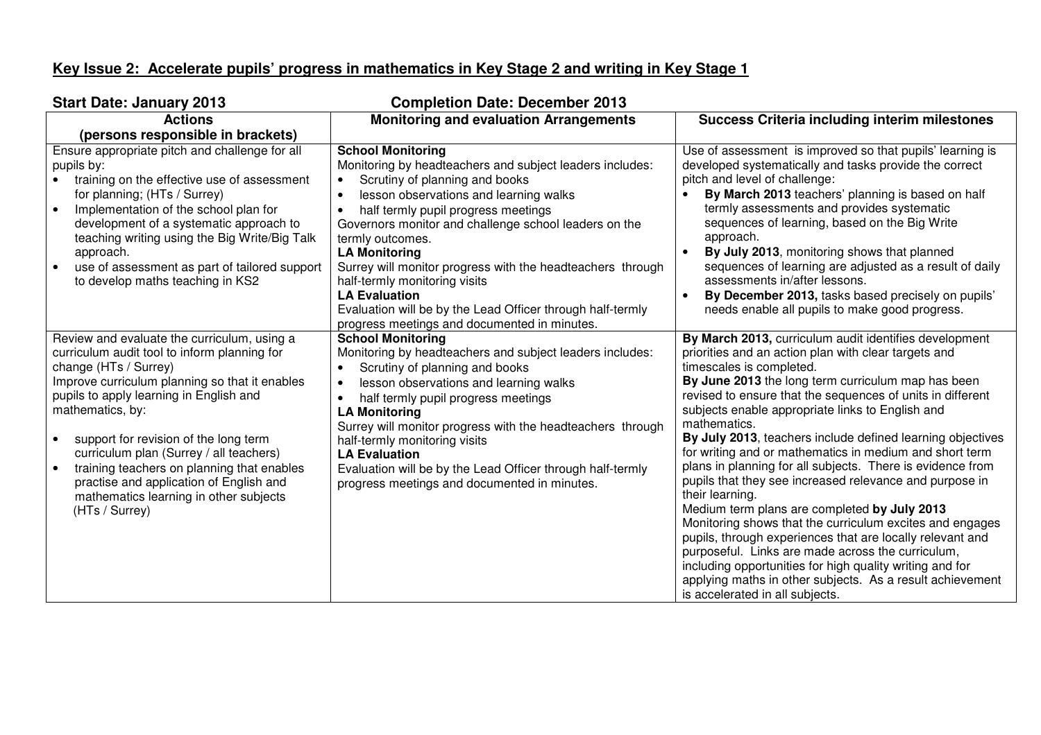## Key Issue 2: Accelerate pupils' progress in mathematics in Key Stage 2 and writing in Key Stage 1

**Start Date: January 2013** **Completion Date: December 2013**

| Actions (persons responsible in brackets) | Monitoring and evaluation Arrangements | Success Criteria including interim milestones |
|---|---|---|
| Ensure appropriate pitch and challenge for all pupils by:<br>• training on the effective use of assessment for planning; (HTs / Surrey)<br>• Implementation of the school plan for development of a systematic approach to teaching writing using the Big Write/Big Talk approach.<br>• use of assessment as part of tailored support to develop maths teaching in KS2 | **School Monitoring**<br>Monitoring by headteachers and subject leaders includes:<br>• Scrutiny of planning and books<br>• lesson observations and learning walks<br>• half termly pupil progress meetings<br>Governors monitor and challenge school leaders on the termly outcomes.<br>**LA Monitoring**<br>Surrey will monitor progress with the headteachers through half-termly monitoring visits<br>**LA Evaluation**<br>Evaluation will be by the Lead Officer through half-termly progress meetings and documented in minutes. | Use of assessment is improved so that pupils' learning is developed systematically and tasks provide the correct pitch and level of challenge:<br>• **By March 2013** teachers' planning is based on half termly assessments and provides systematic sequences of learning, based on the Big Write approach.<br>• **By July 2013**, monitoring shows that planned sequences of learning are adjusted as a result of daily assessments in/after lessons.<br>• **By December 2013,** tasks based precisely on pupils' needs enable all pupils to make good progress. |
| Review and evaluate the curriculum, using a curriculum audit tool to inform planning for change (HTs / Surrey)<br>Improve curriculum planning so that it enables pupils to apply learning in English and mathematics, by:<br>• support for revision of the long term curriculum plan (Surrey / all teachers)<br>• training teachers on planning that enables practise and application of English and mathematics learning in other subjects (HTs / Surrey) | **School Monitoring**<br>Monitoring by headteachers and subject leaders includes:<br>• Scrutiny of planning and books<br>• lesson observations and learning walks<br>• half termly pupil progress meetings<br>**LA Monitoring**<br>Surrey will monitor progress with the headteachers through half-termly monitoring visits<br>**LA Evaluation**<br>Evaluation will be by the Lead Officer through half-termly progress meetings and documented in minutes. | **By March 2013,** curriculum audit identifies development priorities and an action plan with clear targets and timescales is completed.<br>**By June 2013** the long term curriculum map has been revised to ensure that the sequences of units in different subjects enable appropriate links to English and mathematics.<br>**By July 2013**, teachers include defined learning objectives for writing and or mathematics in medium and short term plans in planning for all subjects. There is evidence from pupils that they see increased relevance and purpose in their learning.<br>Medium term plans are completed **by July 2013**<br>Monitoring shows that the curriculum excites and engages pupils, through experiences that are locally relevant and purposeful. Links are made across the curriculum, including opportunities for high quality writing and for applying maths in other subjects. As a result achievement is accelerated in all subjects. |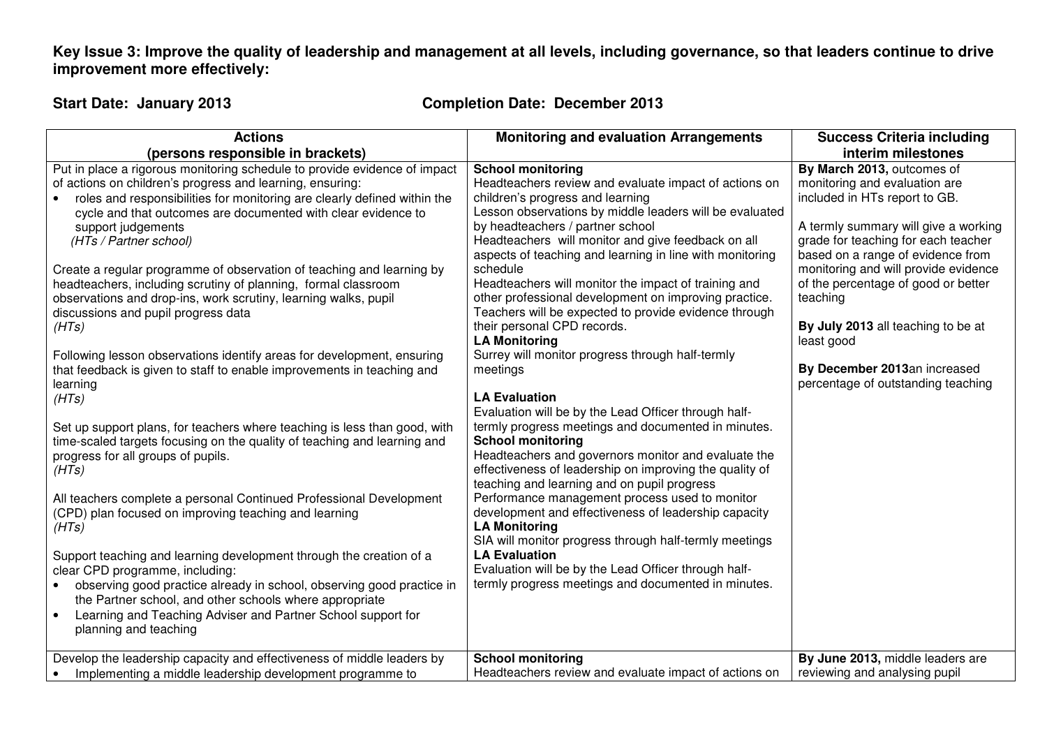**Key Issue 3: Improve the quality of leadership and management at all levels, including governance, so that leaders continue to drive improvement more effectively:**

**Start Date: January 2013** **Completion Date: December 2013**

| Actions<br>(persons responsible in brackets) | Monitoring and evaluation Arrangements | Success Criteria including interim milestones |
|---|---|---|
| Put in place a rigorous monitoring schedule to provide evidence of impact of actions on children's progress and learning, ensuring:<br>• roles and responsibilities for monitoring are clearly defined within the cycle and that outcomes are documented with clear evidence to support judgements<br>*(HTs / Partner school)*<br><br>Create a regular programme of observation of teaching and learning by headteachers, including scrutiny of planning, formal classroom observations and drop-ins, work scrutiny, learning walks, pupil discussions and pupil progress data<br>*(HTs)*<br><br>Following lesson observations identify areas for development, ensuring that feedback is given to staff to enable improvements in teaching and learning<br>*(HTs)*<br><br>Set up support plans, for teachers where teaching is less than good, with time-scaled targets focusing on the quality of teaching and learning and progress for all groups of pupils.<br>*(HTs)*<br><br>All teachers complete a personal Continued Professional Development (CPD) plan focused on improving teaching and learning<br>*(HTs)*<br><br>Support teaching and learning development through the creation of a clear CPD programme, including:<br>• observing good practice already in school, observing good practice in the Partner school, and other schools where appropriate<br>• Learning and Teaching Adviser and Partner School support for planning and teaching | **School monitoring**<br>Headteachers review and evaluate impact of actions on children's progress and learning<br>Lesson observations by middle leaders will be evaluated by headteachers / partner school<br>Headteachers will monitor and give feedback on all aspects of teaching and learning in line with monitoring schedule<br>Headteachers will monitor the impact of training and other professional development on improving practice. Teachers will be expected to provide evidence through their personal CPD records.<br>**LA Monitoring**<br>Surrey will monitor progress through half-termly meetings<br><br>**LA Evaluation**<br>Evaluation will be by the Lead Officer through half-termly progress meetings and documented in minutes.<br>**School monitoring**<br>Headteachers and governors monitor and evaluate the effectiveness of leadership on improving the quality of teaching and learning and on pupil progress<br>Performance management process used to monitor development and effectiveness of leadership capacity<br>**LA Monitoring**<br>SIA will monitor progress through half-termly meetings<br>**LA Evaluation**<br>Evaluation will be by the Lead Officer through half-termly progress meetings and documented in minutes. | **By March 2013,** outcomes of monitoring and evaluation are included in HTs report to GB.<br><br>A termly summary will give a working grade for teaching for each teacher based on a range of evidence from monitoring and will provide evidence of the percentage of good or better teaching<br><br>**By July 2013** all teaching to be at least good<br><br>**By December 2013**an increased percentage of outstanding teaching |
| Develop the leadership capacity and effectiveness of middle leaders by<br>• Implementing a middle leadership development programme to | **School monitoring**<br>Headteachers review and evaluate impact of actions on | **By June 2013,** middle leaders are reviewing and analysing pupil |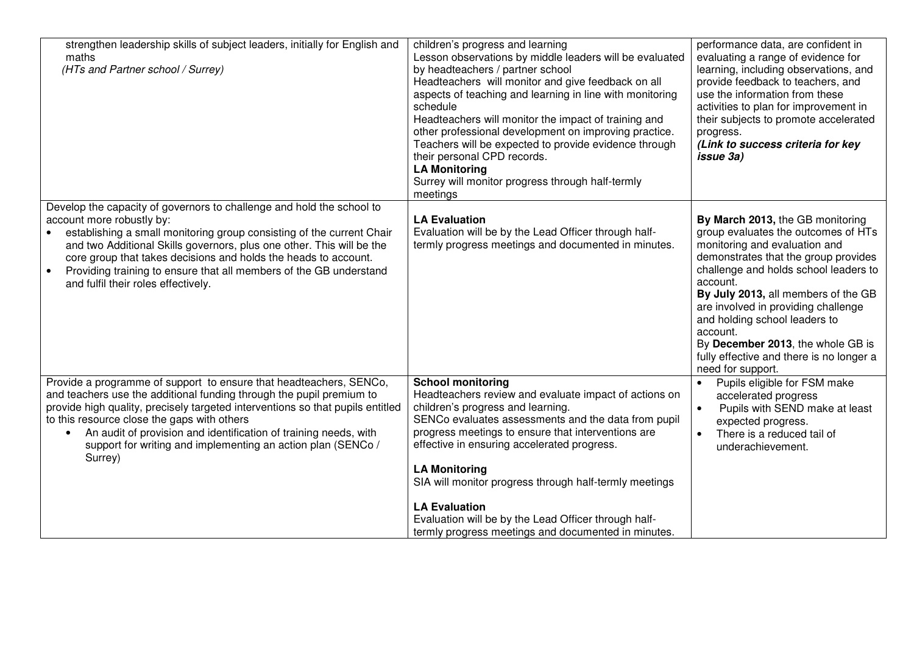| | | |
|---|---|---|
| strengthen leadership skills of subject leaders, initially for English and maths<br>*(HTs and Partner school / Surrey)* | children's progress and learning<br>Lesson observations by middle leaders will be evaluated by headteachers / partner school<br>Headteachers will monitor and give feedback on all aspects of teaching and learning in line with monitoring schedule<br>Headteachers will monitor the impact of training and other professional development on improving practice. Teachers will be expected to provide evidence through their personal CPD records.<br>**LA Monitoring**<br>Surrey will monitor progress through half-termly meetings | performance data, are confident in evaluating a range of evidence for learning, including observations, and provide feedback to teachers, and use the information from these activities to plan for improvement in their subjects to promote accelerated progress.<br>***(Link to success criteria for key issue 3a)*** |
| Develop the capacity of governors to challenge and hold the school to account more robustly by:<br>• establishing a small monitoring group consisting of the current Chair and two Additional Skills governors, plus one other. This will be the core group that takes decisions and holds the heads to account.<br>• Providing training to ensure that all members of the GB understand and fulfil their roles effectively. | **LA Evaluation**<br>Evaluation will be by the Lead Officer through half-termly progress meetings and documented in minutes. | **By March 2013,** the GB monitoring group evaluates the outcomes of HTs monitoring and evaluation and demonstrates that the group provides challenge and holds school leaders to account.<br>**By July 2013,** all members of the GB are involved in providing challenge and holding school leaders to account.<br>By **December 2013**, the whole GB is fully effective and there is no longer a need for support. |
| Provide a programme of support to ensure that headteachers, SENCo, and teachers use the additional funding through the pupil premium to provide high quality, precisely targeted interventions so that pupils entitled to this resource close the gaps with others<br>• An audit of provision and identification of training needs, with support for writing and implementing an action plan (SENCo / Surrey) | **School monitoring**<br>Headteachers review and evaluate impact of actions on children's progress and learning.<br>SENCo evaluates assessments and the data from pupil progress meetings to ensure that interventions are effective in ensuring accelerated progress.<br>**LA Monitoring**<br>SIA will monitor progress through half-termly meetings<br>**LA Evaluation**<br>Evaluation will be by the Lead Officer through half-termly progress meetings and documented in minutes. | • Pupils eligible for FSM make accelerated progress<br>• Pupils with SEND make at least expected progress.<br>• There is a reduced tail of underachievement. |